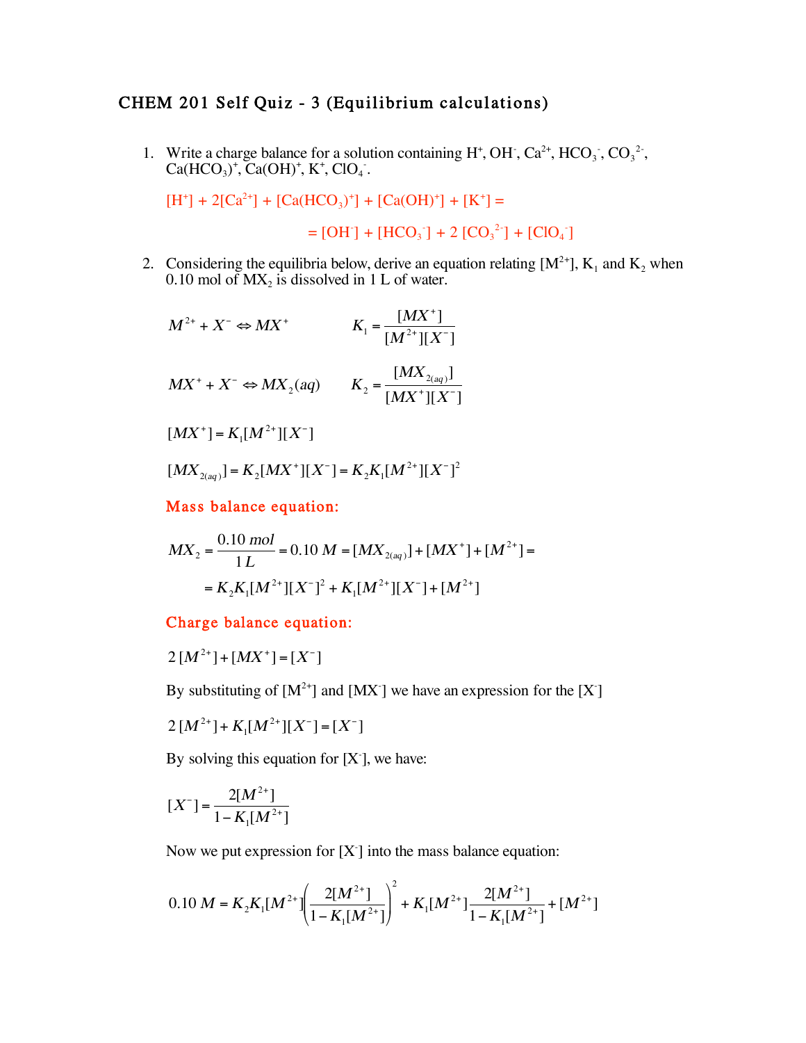# CHEM 201 Self Quiz - 3 (Equilibrium calculations)

1. Write a charge balance for a solution containing $H^+$, $OH^-$, $Ca^{2+}$, $HCO_3^-$, $CO_3^{2-}$, $Ca(HCO_3)^+$, $Ca(OH)^+$, $K^+$, $ClO_4^-$.

   $[H^+] + 2[Ca^{2+}] + [Ca(HCO_3)^+] + [Ca(OH)^+] + [K^+] =$

   $= [OH^-] + [HCO_3^-] + 2\,[CO_3^{2-}] + [ClO_4^-]$

2. Considering the equilibria below, derive an equation relating $[M^{2+}]$, $K_1$ and $K_2$ when 0.10 mol of $MX_2$ is dissolved in 1 L of water.

$$M^{2+} + X^- \Leftrightarrow MX^+ \qquad K_1 = \frac{[MX^+]}{[M^{2+}][X^-]}$$

$$MX^+ + X^- \Leftrightarrow MX_2(aq) \qquad K_2 = \frac{[MX_{2(aq)}]}{[MX^+][X^-]}$$

$$[MX^+] = K_1[M^{2+}][X^-]$$

$$[MX_{2(aq)}] = K_2[MX^+][X^-] = K_2K_1[M^{2+}][X^-]^2$$

**Mass balance equation:**

$$MX_2 = \frac{0.10\,mol}{1\,L} = 0.10\,M = [MX_{2(aq)}] + [MX^+] + [M^{2+}] =$$

$$= K_2K_1[M^{2+}][X^-]^2 + K_1[M^{2+}][X^-] + [M^{2+}]$$

**Charge balance equation:**

$$2\,[M^{2+}] + [MX^+] = [X^-]$$

By substituting of $[M^{2+}]$ and $[MX^-]$ we have an expression for the $[X^-]$

$$2\,[M^{2+}] + K_1[M^{2+}][X^-] = [X^-]$$

By solving this equation for $[X^-]$, we have:

$$[X^-] = \frac{2[M^{2+}]}{1 - K_1[M^{2+}]}$$

Now we put expression for $[X^-]$ into the mass balance equation:

$$0.10\,M = K_2K_1[M^{2+}]\left(\frac{2[M^{2+}]}{1 - K_1[M^{2+}]}\right)^2 + K_1[M^{2+}]\frac{2[M^{2+}]}{1 - K_1[M^{2+}]} + [M^{2+}]$$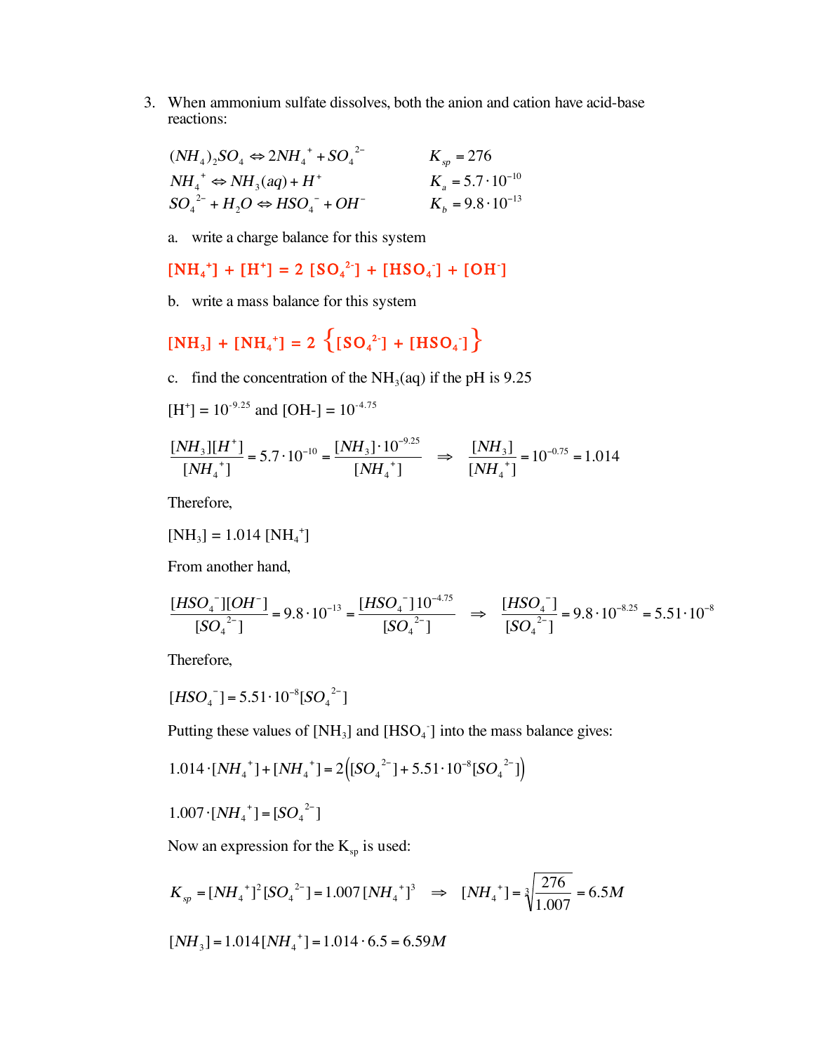3. When ammonium sulfate dissolves, both the anion and cation have acid-base reactions:

$$(NH_4)_2SO_4 \Leftrightarrow 2NH_4^+ + SO_4^{2-} \qquad K_{sp} = 276$$

$$NH_4^+ \Leftrightarrow NH_3(aq) + H^+ \qquad K_a = 5.7 \cdot 10^{-10}$$

$$SO_4^{2-} + H_2O \Leftrightarrow HSO_4^- + OH^- \qquad K_b = 9.8 \cdot 10^{-13}$$

a. write a charge balance for this system

$[NH_4^+] + [H^+] = 2\,[SO_4^{2-}] + [HSO_4^-] + [OH^-]$

b. write a mass balance for this system

$[NH_3] + [NH_4^+] = 2\left\{[SO_4^{2-}] + [HSO_4^-]\right\}$

c. find the concentration of the $NH_3(aq)$ if the pH is 9.25

$[H^+] = 10^{-9.25}$ and $[OH^-] = 10^{-4.75}$

$$\frac{[NH_3][H^+]}{[NH_4^+]} = 5.7 \cdot 10^{-10} = \frac{[NH_3] \cdot 10^{-9.25}}{[NH_4^+]} \quad \Rightarrow \quad \frac{[NH_3]}{[NH_4^+]} = 10^{-0.75} = 1.014$$

Therefore,

$[NH_3] = 1.014\,[NH_4^+]$

From another hand,

$$\frac{[HSO_4^-][OH^-]}{[SO_4^{2-}]} = 9.8 \cdot 10^{-13} = \frac{[HSO_4^-]10^{-4.75}}{[SO_4^{2-}]} \quad \Rightarrow \quad \frac{[HSO_4^-]}{[SO_4^{2-}]} = 9.8 \cdot 10^{-8.25} = 5.51 \cdot 10^{-8}$$

Therefore,

$$[HSO_4^-] = 5.51 \cdot 10^{-8}[SO_4^{2-}]$$

Putting these values of $[NH_3]$ and $[HSO_4^-]$ into the mass balance gives:

$$1.014 \cdot [NH_4^+] + [NH_4^+] = 2\left([SO_4^{2-}] + 5.51 \cdot 10^{-8}[SO_4^{2-}]\right)$$

$$1.007 \cdot [NH_4^+] = [SO_4^{2-}]$$

Now an expression for the $K_{sp}$ is used:

$$K_{sp} = [NH_4^+]^2[SO_4^{2-}] = 1.007\,[NH_4^+]^3 \quad \Rightarrow \quad [NH_4^+] = \sqrt[3]{\frac{276}{1.007}} = 6.5M$$

$$[NH_3] = 1.014\,[NH_4^+] = 1.014 \cdot 6.5 = 6.59M$$